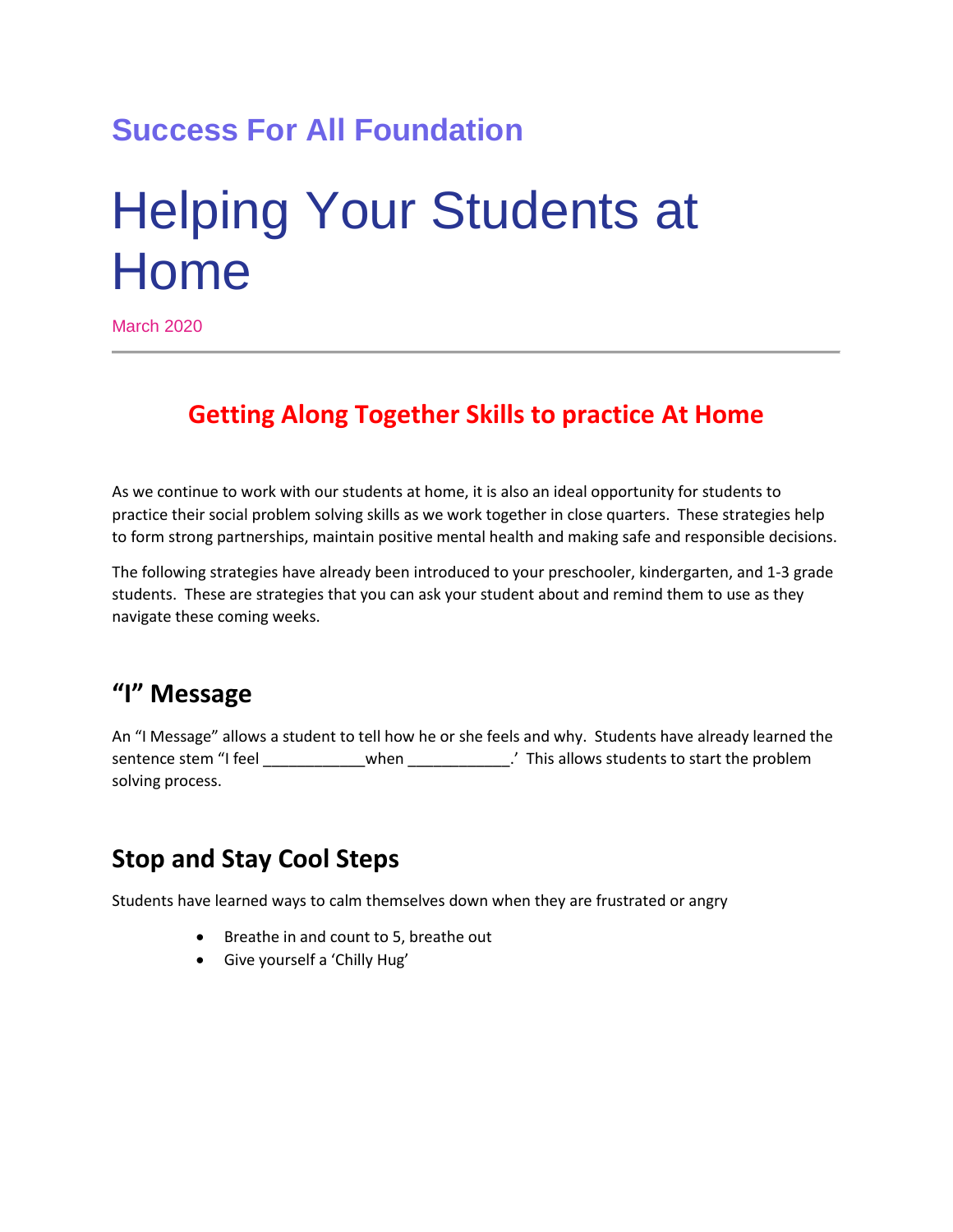## Success For All Foundation

# Helping Your Students at Home

March 2020

---

## Getting Along Together Skills to practice At Home

As we continue to work with our students at home, it is also an ideal opportunity for students to practice their social problem solving skills as we work together in close quarters. These strategies help to form strong partnerships, maintain positive mental health and making safe and responsible decisions.

The following strategies have already been introduced to your preschooler, kindergarten, and 1-3 grade students. These are strategies that you can ask your student about and remind them to use as they navigate these coming weeks.

### "I" Message

An "I Message" allows a student to tell how he or she feels and why. Students have already learned the sentence stem "I feel ____________when ____________.' This allows students to start the problem solving process.

### Stop and Stay Cool Steps

Students have learned ways to calm themselves down when they are frustrated or angry

- Breathe in and count to 5, breathe out
- Give yourself a 'Chilly Hug'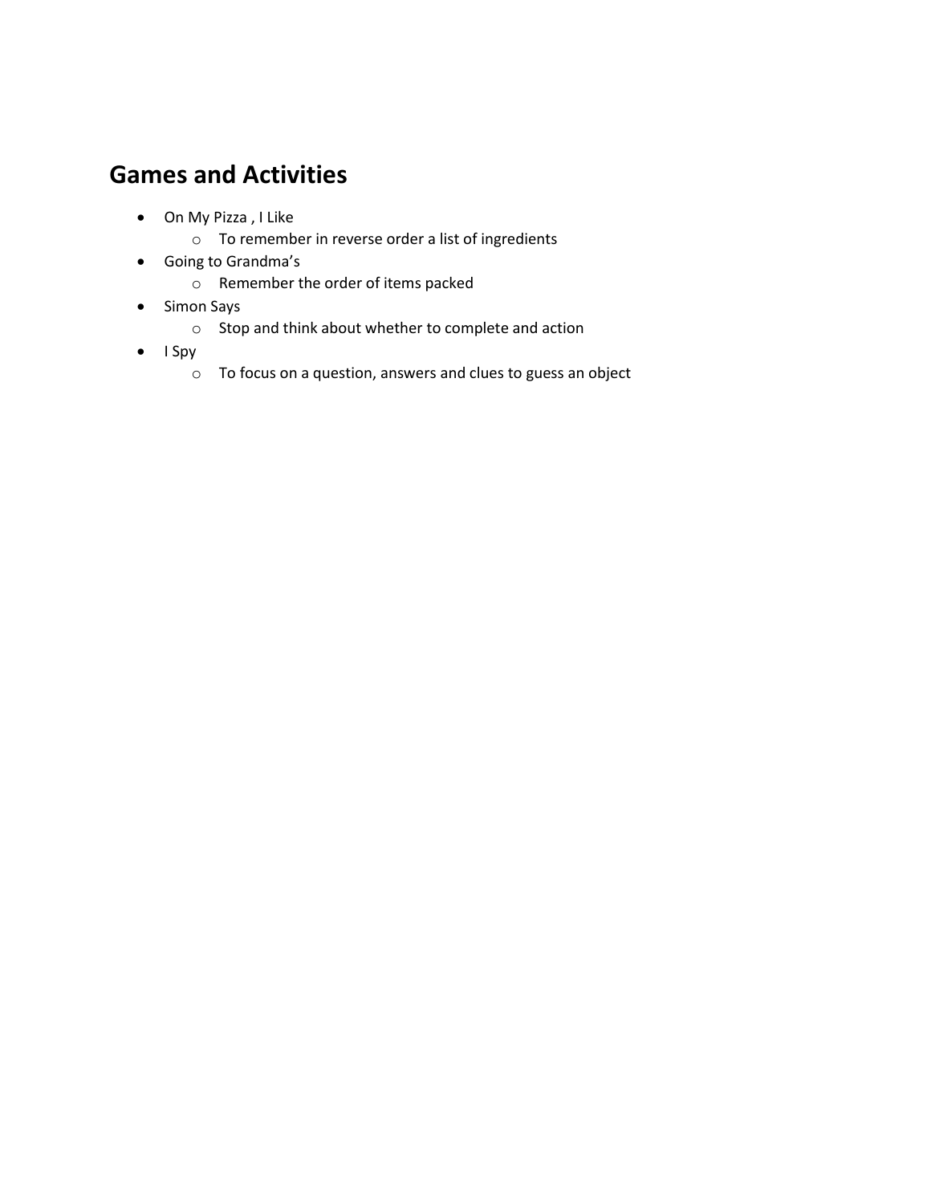## Games and Activities

- On My Pizza , I Like
    - To remember in reverse order a list of ingredients
- Going to Grandma's
    - Remember the order of items packed
- Simon Says
    - Stop and think about whether to complete and action
- I Spy
    - To focus on a question, answers and clues to guess an object